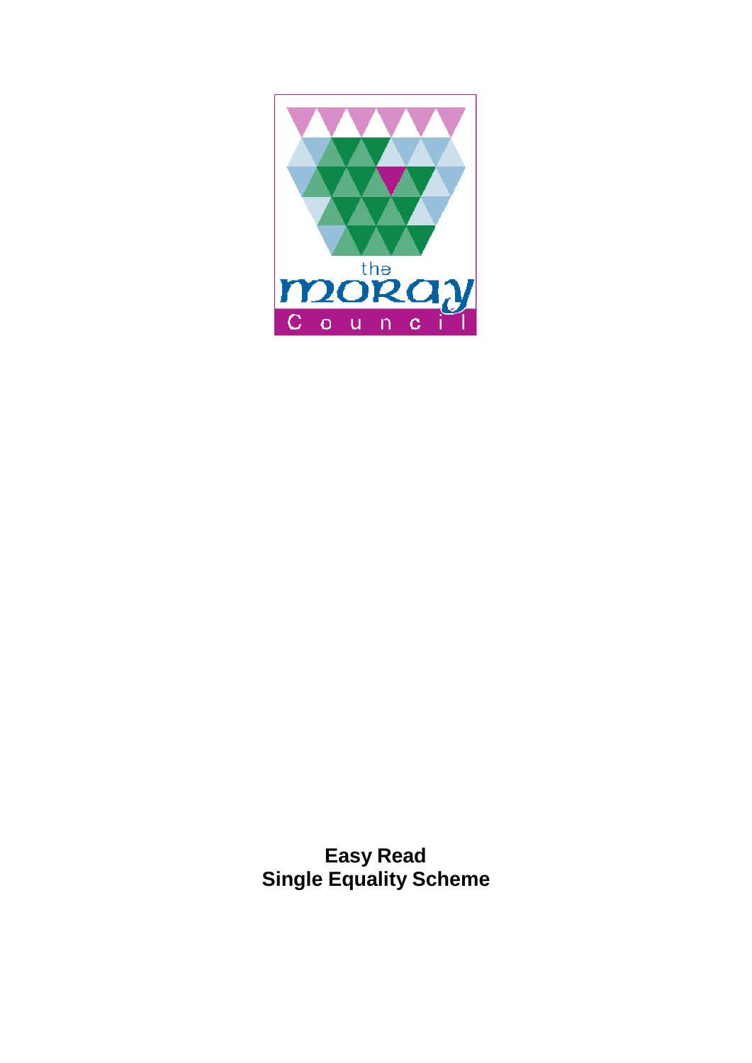# Easy Read
# Single Equality Scheme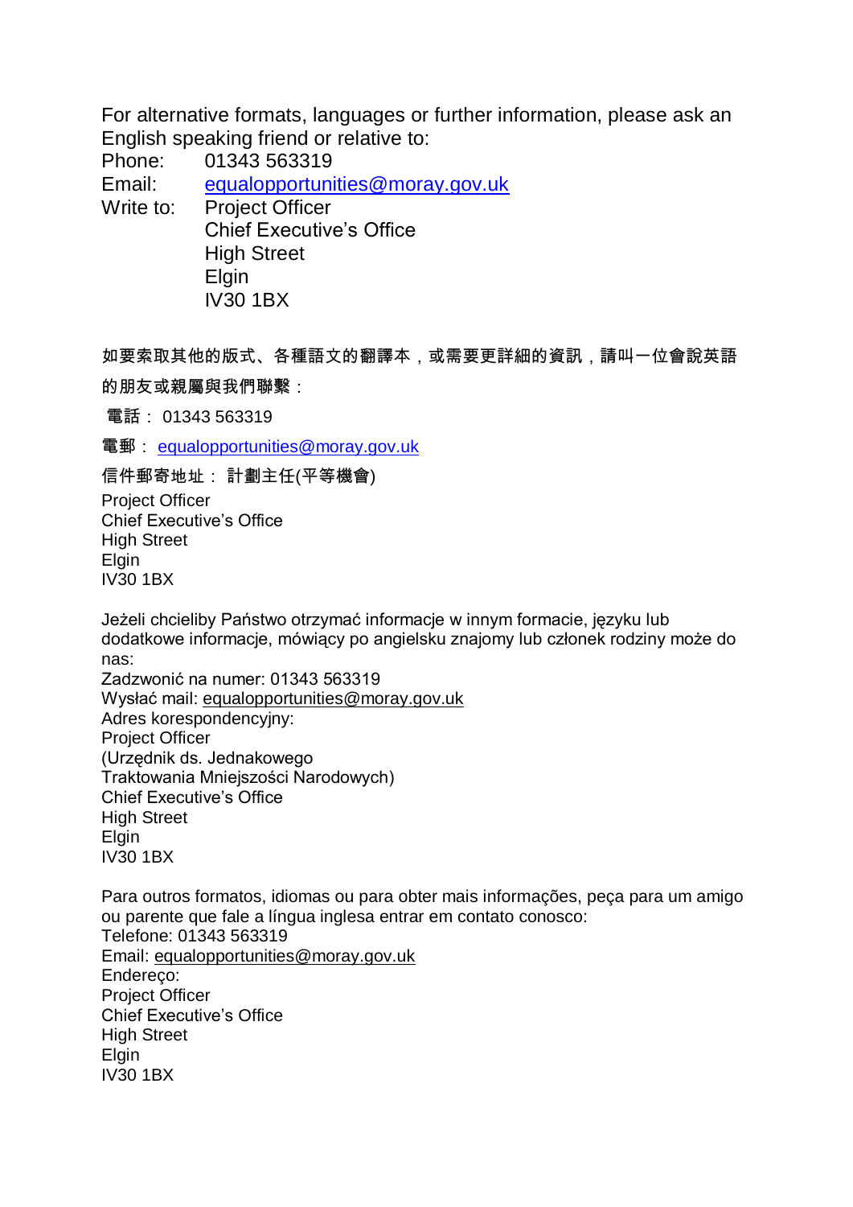For alternative formats, languages or further information, please ask an English speaking friend or relative to:

Phone: 01343 563319
Email: equalopportunities@moray.gov.uk
Write to: Project Officer
Chief Executive's Office
High Street
Elgin
IV30 1BX

如要索取其他的版式、各種語文的翻譯本，或需要更詳細的資訊，請叫一位會說英語的朋友或親屬與我們聯繫：

電話： 01343 563319

電郵： equalopportunities@moray.gov.uk

信件郵寄地址： 計劃主任(平等機會)
Project Officer
Chief Executive's Office
High Street
Elgin
IV30 1BX

Jeżeli chcieliby Państwo otrzymać informacje w innym formacie, języku lub dodatkowe informacje, mówiący po angielsku znajomy lub członek rodziny może do nas:
Zadzwonić na numer: 01343 563319
Wysłać mail: equalopportunities@moray.gov.uk
Adres korespondencyjny:
Project Officer
(Urzędnik ds. Jednakowego Traktowania Mniejszości Narodowych)
Chief Executive's Office
High Street
Elgin
IV30 1BX

Para outros formatos, idiomas ou para obter mais informações, peça para um amigo ou parente que fale a língua inglesa entrar em contato conosco:
Telefone: 01343 563319
Email: equalopportunities@moray.gov.uk
Endereço:
Project Officer
Chief Executive's Office
High Street
Elgin
IV30 1BX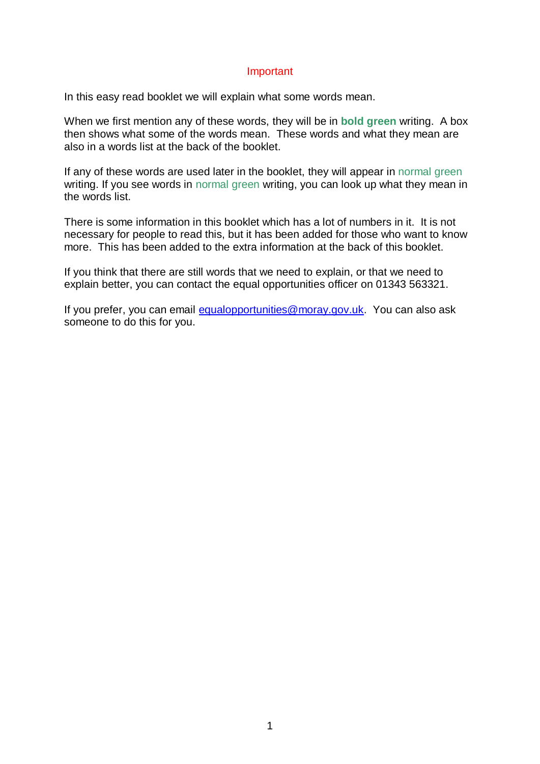## Important

In this easy read booklet we will explain what some words mean.

When we first mention any of these words, they will be in **bold green** writing. A box then shows what some of the words mean. These words and what they mean are also in a words list at the back of the booklet.

If any of these words are used later in the booklet, they will appear in normal green writing. If you see words in normal green writing, you can look up what they mean in the words list.

There is some information in this booklet which has a lot of numbers in it. It is not necessary for people to read this, but it has been added for those who want to know more. This has been added to the extra information at the back of this booklet.

If you think that there are still words that we need to explain, or that we need to explain better, you can contact the equal opportunities officer on 01343 563321.

If you prefer, you can email equalopportunities@moray.gov.uk. You can also ask someone to do this for you.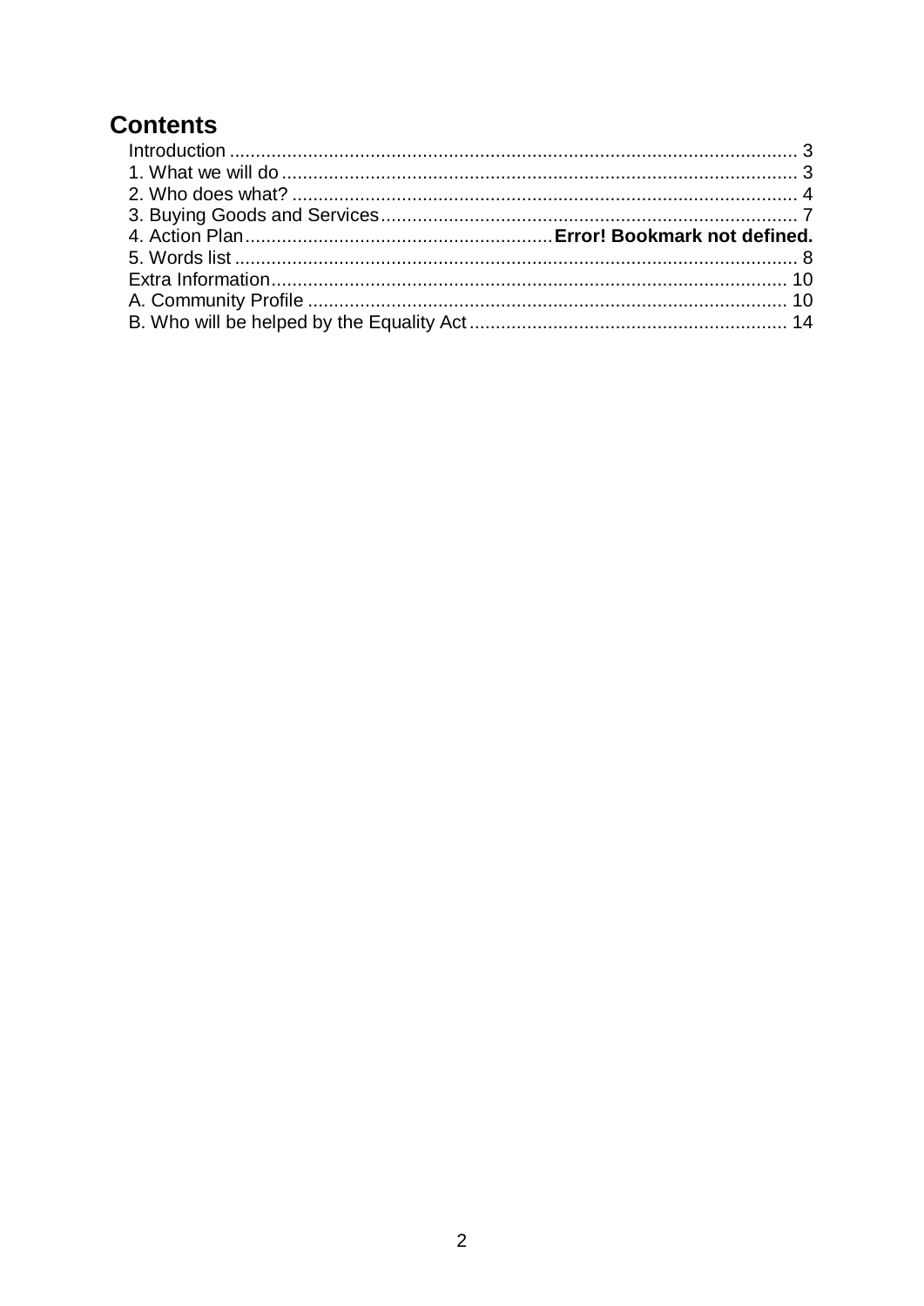# Contents

Introduction ............................................................................................................ 3
1. What we will do .................................................................................................. 3
2. Who does what? ................................................................................................. 4
3. Buying Goods and Services................................................................................ 7
4. Action Plan.......................................................... **Error! Bookmark not defined.**
5. Words list ............................................................................................................ 8
Extra Information................................................................................................... 10
A. Community Profile ............................................................................................ 10
B. Who will be helped by the Equality Act ............................................................. 14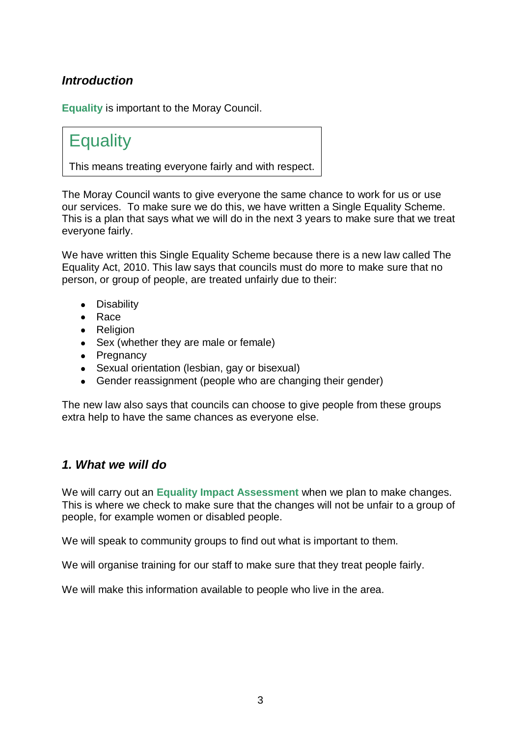### *Introduction*

**Equality** is important to the Moray Council.

> ## Equality
>
> This means treating everyone fairly and with respect.

The Moray Council wants to give everyone the same chance to work for us or use our services. To make sure we do this, we have written a Single Equality Scheme. This is a plan that says what we will do in the next 3 years to make sure that we treat everyone fairly.

We have written this Single Equality Scheme because there is a new law called The Equality Act, 2010. This law says that councils must do more to make sure that no person, or group of people, are treated unfairly due to their:

- Disability
- Race
- Religion
- Sex (whether they are male or female)
- Pregnancy
- Sexual orientation (lesbian, gay or bisexual)
- Gender reassignment (people who are changing their gender)

The new law also says that councils can choose to give people from these groups extra help to have the same chances as everyone else.

### *1. What we will do*

We will carry out an **Equality Impact Assessment** when we plan to make changes. This is where we check to make sure that the changes will not be unfair to a group of people, for example women or disabled people.

We will speak to community groups to find out what is important to them.

We will organise training for our staff to make sure that they treat people fairly.

We will make this information available to people who live in the area.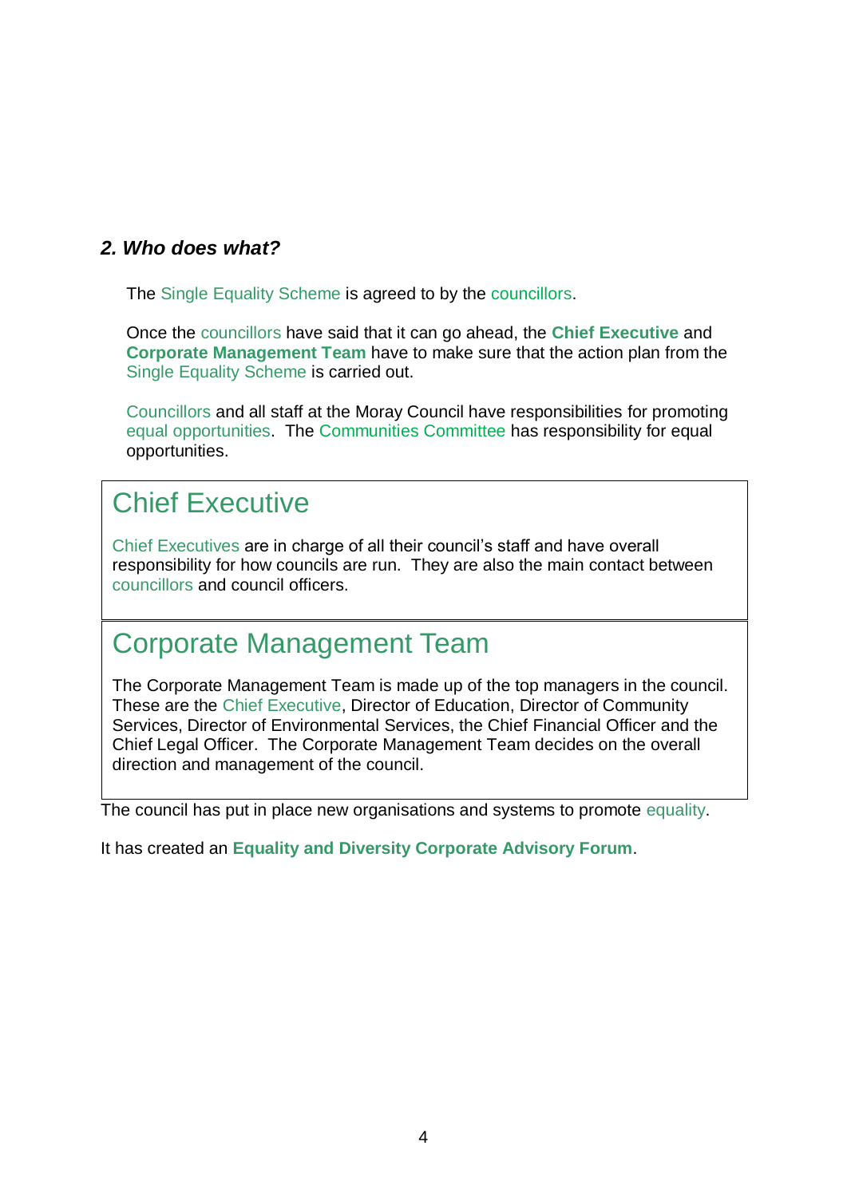## *2. Who does what?*

The Single Equality Scheme is agreed to by the councillors.

Once the councillors have said that it can go ahead, the **Chief Executive** and **Corporate Management Team** have to make sure that the action plan from the Single Equality Scheme is carried out.

Councillors and all staff at the Moray Council have responsibilities for promoting equal opportunities. The Communities Committee has responsibility for equal opportunities.

### Chief Executive

Chief Executives are in charge of all their council's staff and have overall responsibility for how councils are run. They are also the main contact between councillors and council officers.

### Corporate Management Team

The Corporate Management Team is made up of the top managers in the council. These are the Chief Executive, Director of Education, Director of Community Services, Director of Environmental Services, the Chief Financial Officer and the Chief Legal Officer. The Corporate Management Team decides on the overall direction and management of the council.

The council has put in place new organisations and systems to promote equality.

It has created an **Equality and Diversity Corporate Advisory Forum**.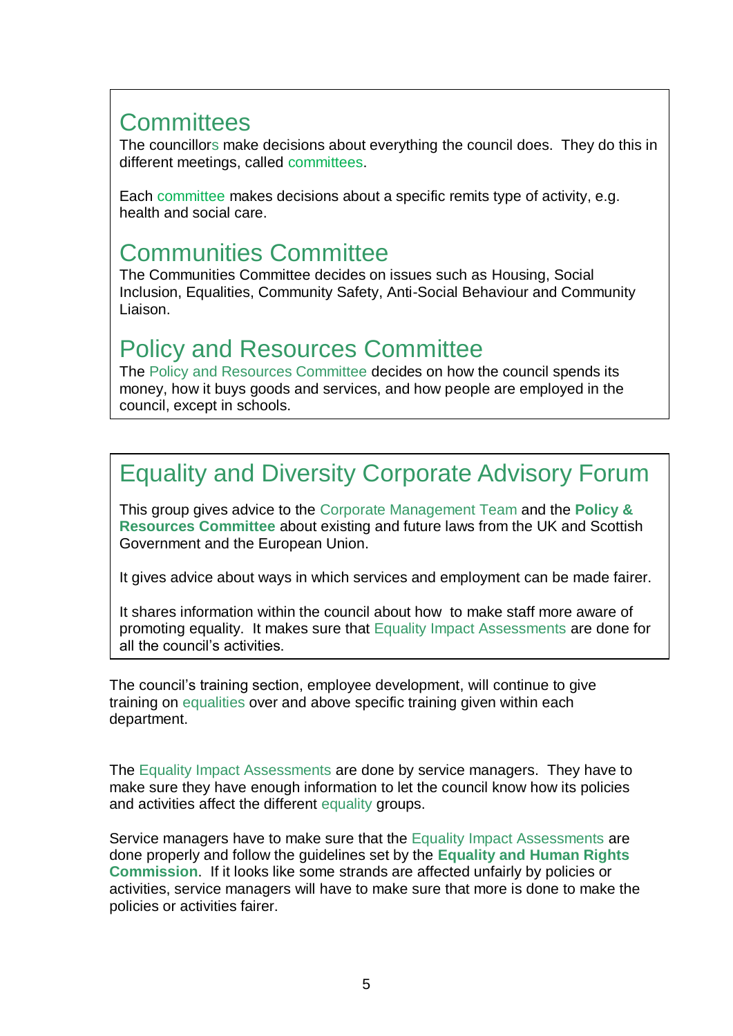## Committees

The councillors make decisions about everything the council does. They do this in different meetings, called committees.

Each committee makes decisions about a specific remits type of activity, e.g. health and social care.

## Communities Committee

The Communities Committee decides on issues such as Housing, Social Inclusion, Equalities, Community Safety, Anti-Social Behaviour and Community Liaison.

## Policy and Resources Committee

The Policy and Resources Committee decides on how the council spends its money, how it buys goods and services, and how people are employed in the council, except in schools.

## Equality and Diversity Corporate Advisory Forum

This group gives advice to the Corporate Management Team and the **Policy & Resources Committee** about existing and future laws from the UK and Scottish Government and the European Union.

It gives advice about ways in which services and employment can be made fairer.

It shares information within the council about how to make staff more aware of promoting equality. It makes sure that Equality Impact Assessments are done for all the council's activities.

The council's training section, employee development, will continue to give training on equalities over and above specific training given within each department.

The Equality Impact Assessments are done by service managers. They have to make sure they have enough information to let the council know how its policies and activities affect the different equality groups.

Service managers have to make sure that the Equality Impact Assessments are done properly and follow the guidelines set by the **Equality and Human Rights Commission**. If it looks like some strands are affected unfairly by policies or activities, service managers will have to make sure that more is done to make the policies or activities fairer.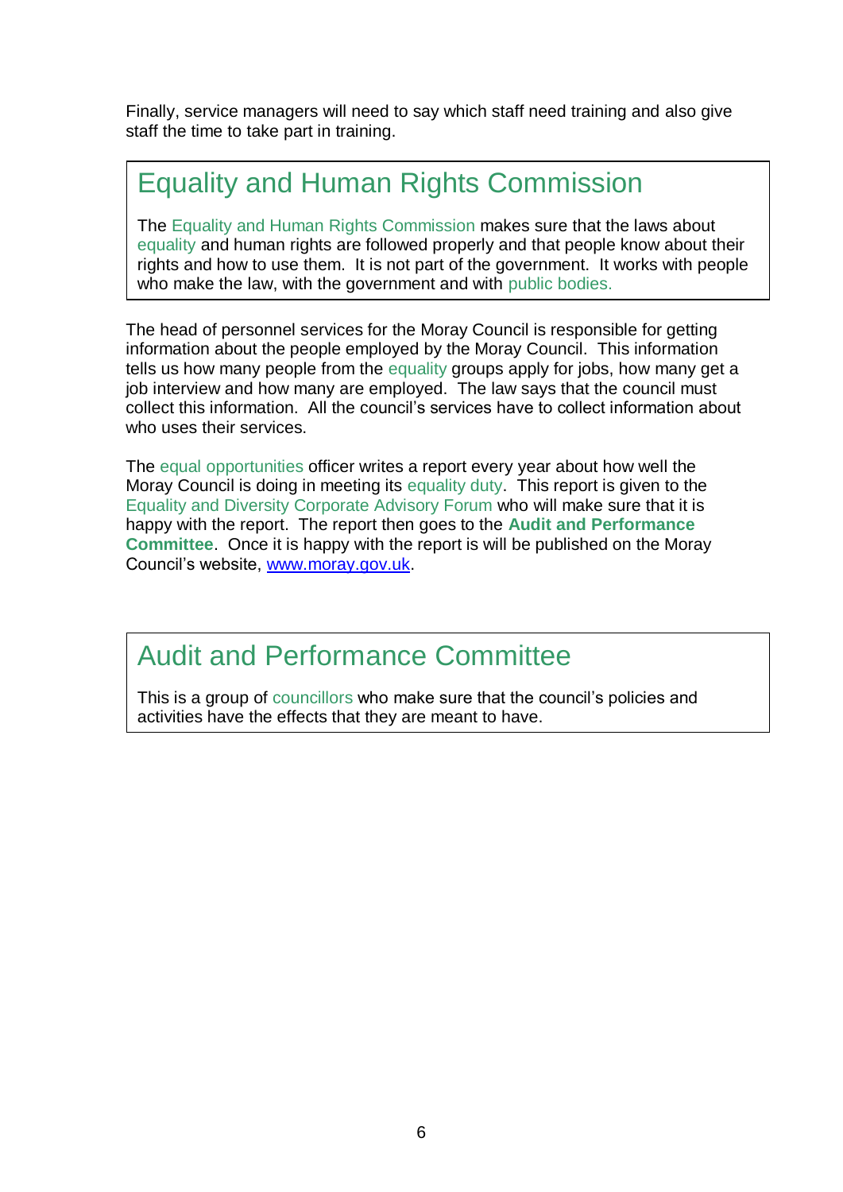Finally, service managers will need to say which staff need training and also give staff the time to take part in training.

## Equality and Human Rights Commission

The Equality and Human Rights Commission makes sure that the laws about equality and human rights are followed properly and that people know about their rights and how to use them. It is not part of the government. It works with people who make the law, with the government and with public bodies.

The head of personnel services for the Moray Council is responsible for getting information about the people employed by the Moray Council. This information tells us how many people from the equality groups apply for jobs, how many get a job interview and how many are employed. The law says that the council must collect this information. All the council's services have to collect information about who uses their services.

The equal opportunities officer writes a report every year about how well the Moray Council is doing in meeting its equality duty. This report is given to the Equality and Diversity Corporate Advisory Forum who will make sure that it is happy with the report. The report then goes to the **Audit and Performance Committee**. Once it is happy with the report is will be published on the Moray Council's website, www.moray.gov.uk.

## Audit and Performance Committee

This is a group of councillors who make sure that the council's policies and activities have the effects that they are meant to have.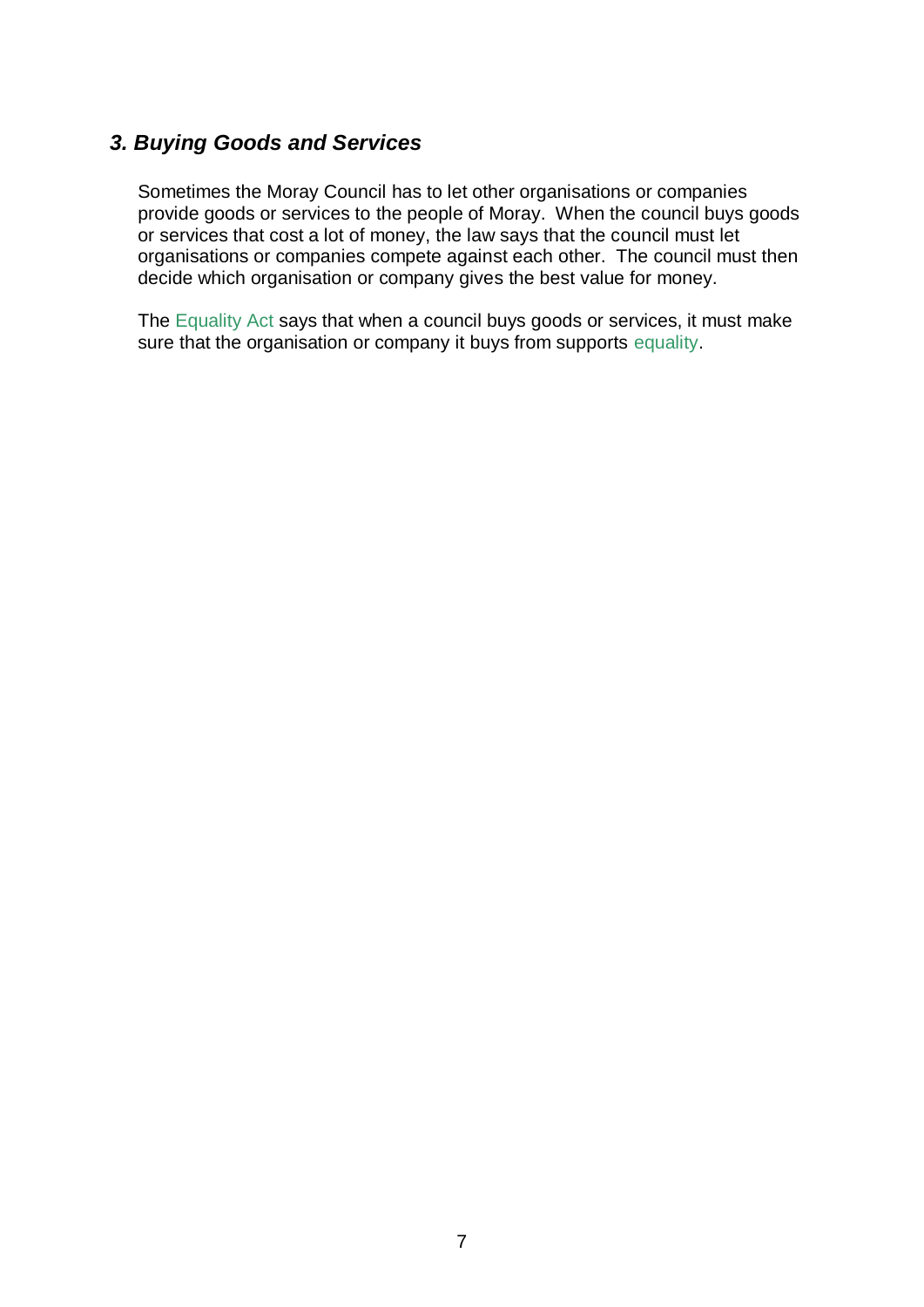### *3. Buying Goods and Services*

Sometimes the Moray Council has to let other organisations or companies provide goods or services to the people of Moray. When the council buys goods or services that cost a lot of money, the law says that the council must let organisations or companies compete against each other. The council must then decide which organisation or company gives the best value for money.

The Equality Act says that when a council buys goods or services, it must make sure that the organisation or company it buys from supports equality.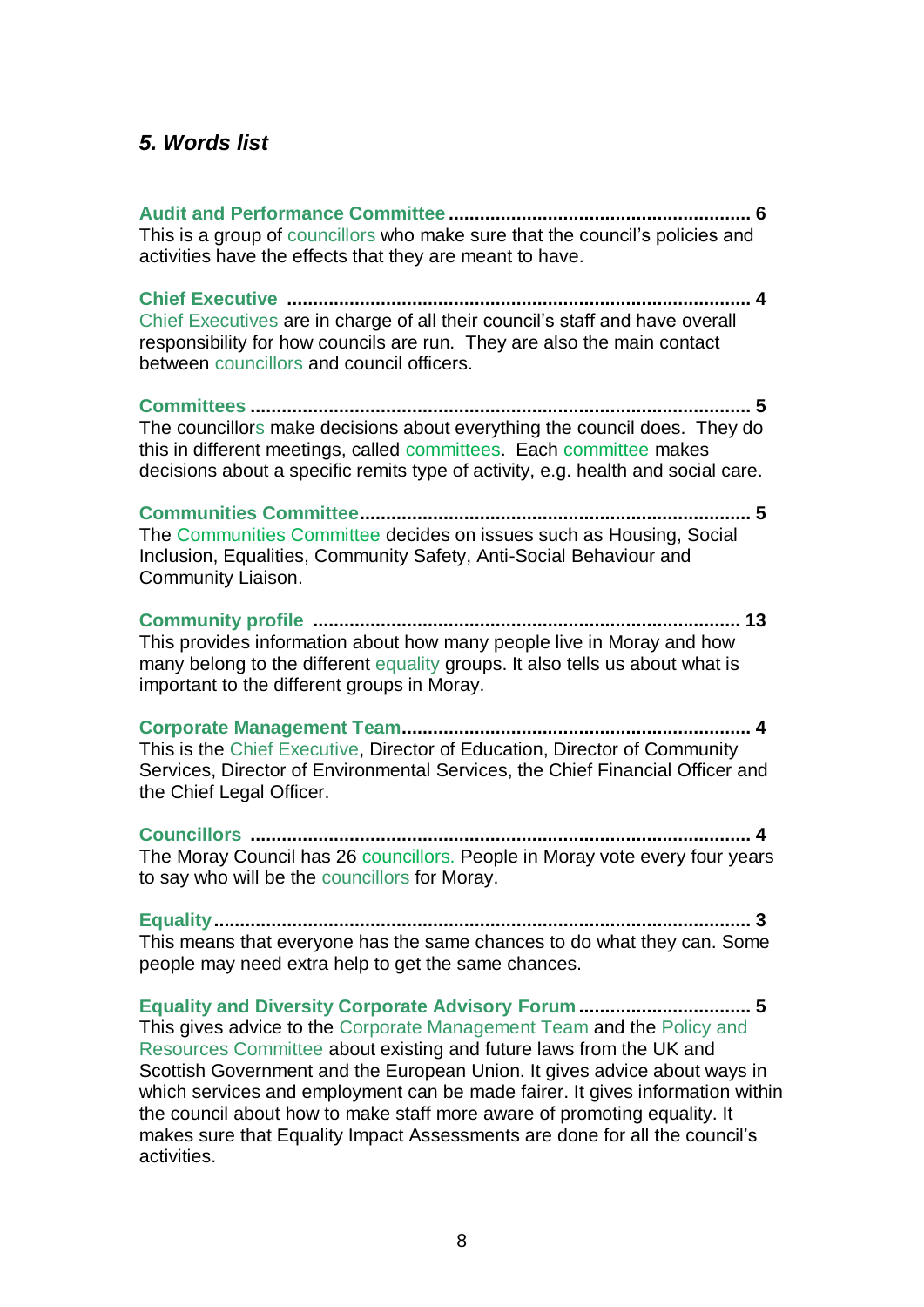## *5. Words list*

**Audit and Performance Committee ........................................................ 6**
This is a group of councillors who make sure that the council's policies and activities have the effects that they are meant to have.

**Chief Executive ........................................................................................ 4**
Chief Executives are in charge of all their council's staff and have overall responsibility for how councils are run. They are also the main contact between councillors and council officers.

**Committees ............................................................................................... 5**
The councillors make decisions about everything the council does. They do this in different meetings, called committees. Each committee makes decisions about a specific remits type of activity, e.g. health and social care.

**Communities Committee.......................................................................... 5**
The Communities Committee decides on issues such as Housing, Social Inclusion, Equalities, Community Safety, Anti-Social Behaviour and Community Liaison.

**Community profile ................................................................................. 13**
This provides information about how many people live in Moray and how many belong to the different equality groups. It also tells us about what is important to the different groups in Moray.

**Corporate Management Team.................................................................. 4**
This is the Chief Executive, Director of Education, Director of Community Services, Director of Environmental Services, the Chief Financial Officer and the Chief Legal Officer.

**Councillors ............................................................................................... 4**
The Moray Council has 26 councillors. People in Moray vote every four years to say who will be the councillors for Moray.

**Equality...................................................................................................... 3**
This means that everyone has the same chances to do what they can. Some people may need extra help to get the same chances.

**Equality and Diversity Corporate Advisory Forum ................................. 5**
This gives advice to the Corporate Management Team and the Policy and Resources Committee about existing and future laws from the UK and Scottish Government and the European Union. It gives advice about ways in which services and employment can be made fairer. It gives information within the council about how to make staff more aware of promoting equality. It makes sure that Equality Impact Assessments are done for all the council's activities.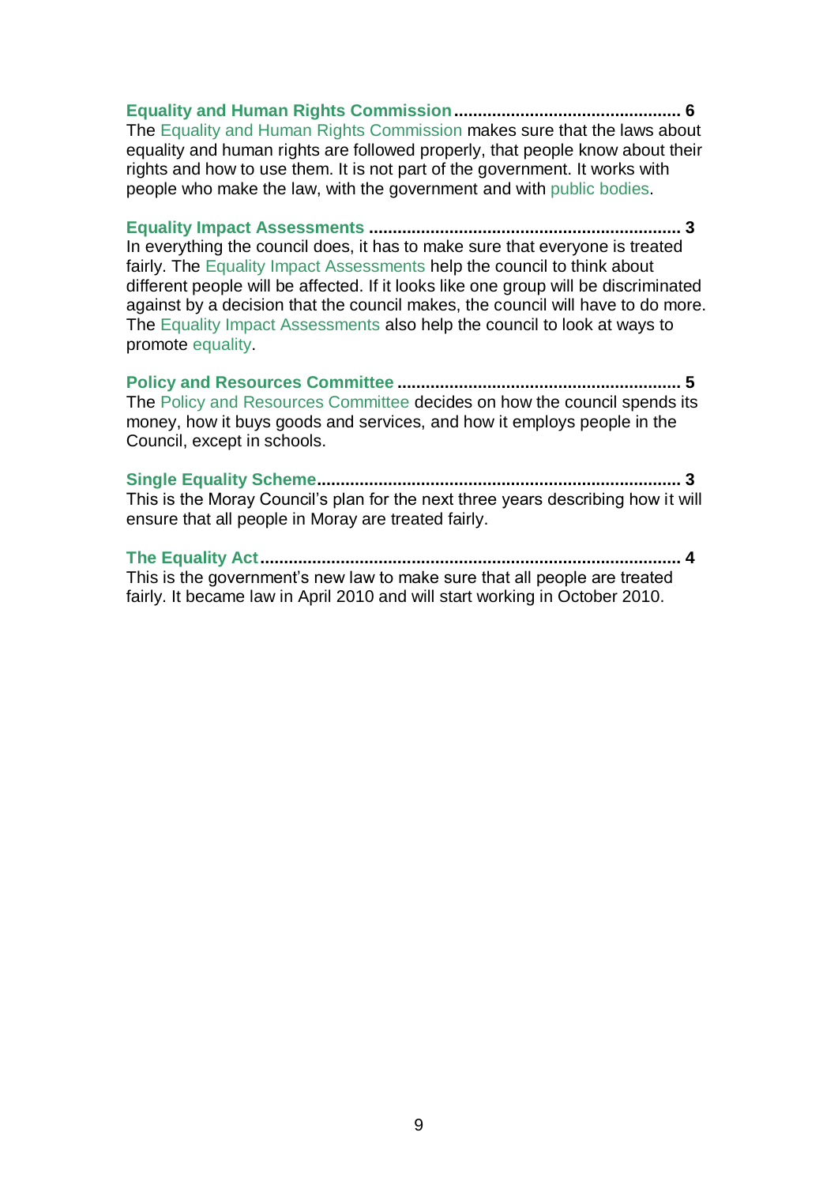**Equality and Human Rights Commission................................................ 6**
The Equality and Human Rights Commission makes sure that the laws about equality and human rights are followed properly, that people know about their rights and how to use them. It is not part of the government. It works with people who make the law, with the government and with public bodies.

**Equality Impact Assessments .................................................................. 3**
In everything the council does, it has to make sure that everyone is treated fairly. The Equality Impact Assessments help the council to think about different people will be affected. If it looks like one group will be discriminated against by a decision that the council makes, the council will have to do more. The Equality Impact Assessments also help the council to look at ways to promote equality.

**Policy and Resources Committee ............................................................ 5**
The Policy and Resources Committee decides on how the council spends its money, how it buys goods and services, and how it employs people in the Council, except in schools.

**Single Equality Scheme............................................................................ 3**
This is the Moray Council's plan for the next three years describing how it will ensure that all people in Moray are treated fairly.

**The Equality Act........................................................................................ 4**
This is the government's new law to make sure that all people are treated fairly. It became law in April 2010 and will start working in October 2010.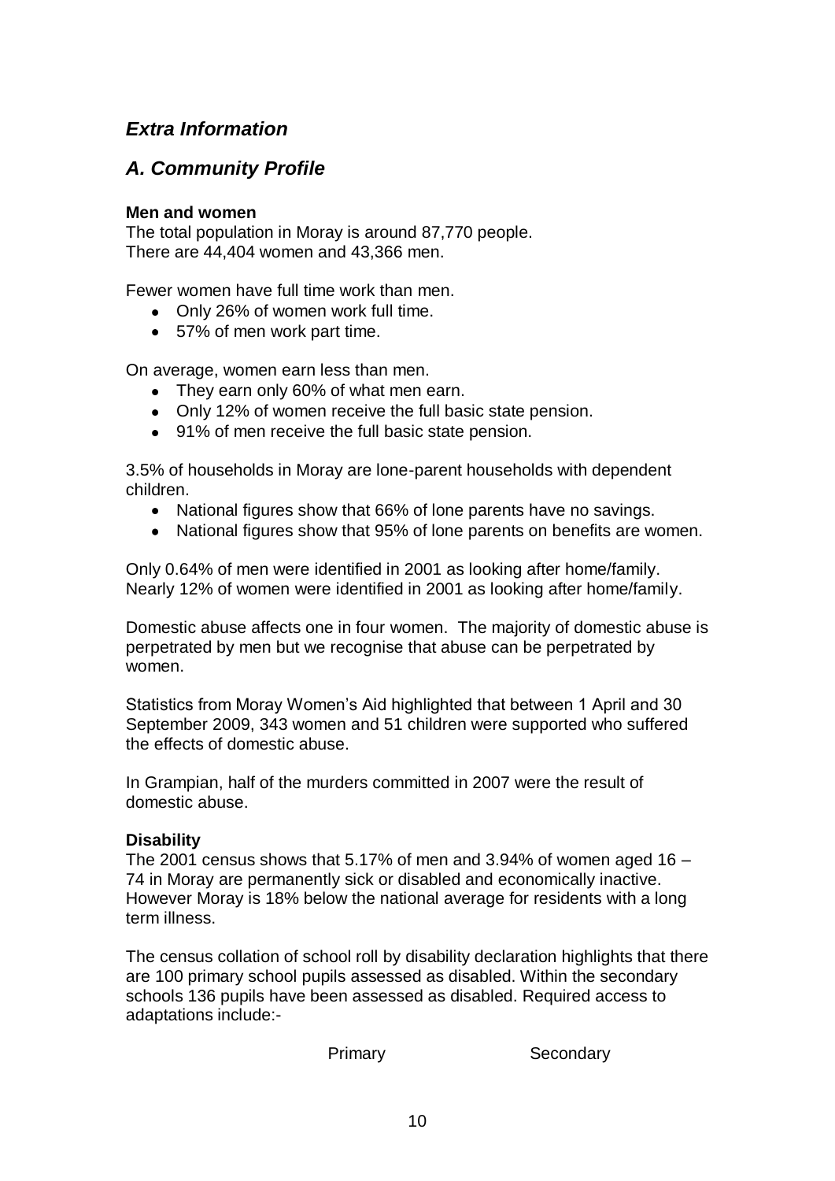## *Extra Information*

## *A. Community Profile*

**Men and women**

The total population in Moray is around 87,770 people.
There are 44,404 women and 43,366 men.

Fewer women have full time work than men.

- Only 26% of women work full time.
- 57% of men work part time.

On average, women earn less than men.

- They earn only 60% of what men earn.
- Only 12% of women receive the full basic state pension.
- 91% of men receive the full basic state pension.

3.5% of households in Moray are lone-parent households with dependent children.

- National figures show that 66% of lone parents have no savings.
- National figures show that 95% of lone parents on benefits are women.

Only 0.64% of men were identified in 2001 as looking after home/family.
Nearly 12% of women were identified in 2001 as looking after home/family.

Domestic abuse affects one in four women. The majority of domestic abuse is perpetrated by men but we recognise that abuse can be perpetrated by women.

Statistics from Moray Women's Aid highlighted that between 1 April and 30 September 2009, 343 women and 51 children were supported who suffered the effects of domestic abuse.

In Grampian, half of the murders committed in 2007 were the result of domestic abuse.

**Disability**

The 2001 census shows that 5.17% of men and 3.94% of women aged 16 – 74 in Moray are permanently sick or disabled and economically inactive. However Moray is 18% below the national average for residents with a long term illness.

The census collation of school roll by disability declaration highlights that there are 100 primary school pupils assessed as disabled. Within the secondary schools 136 pupils have been assessed as disabled. Required access to adaptations include:-

| | Primary | Secondary |
|---|---|---|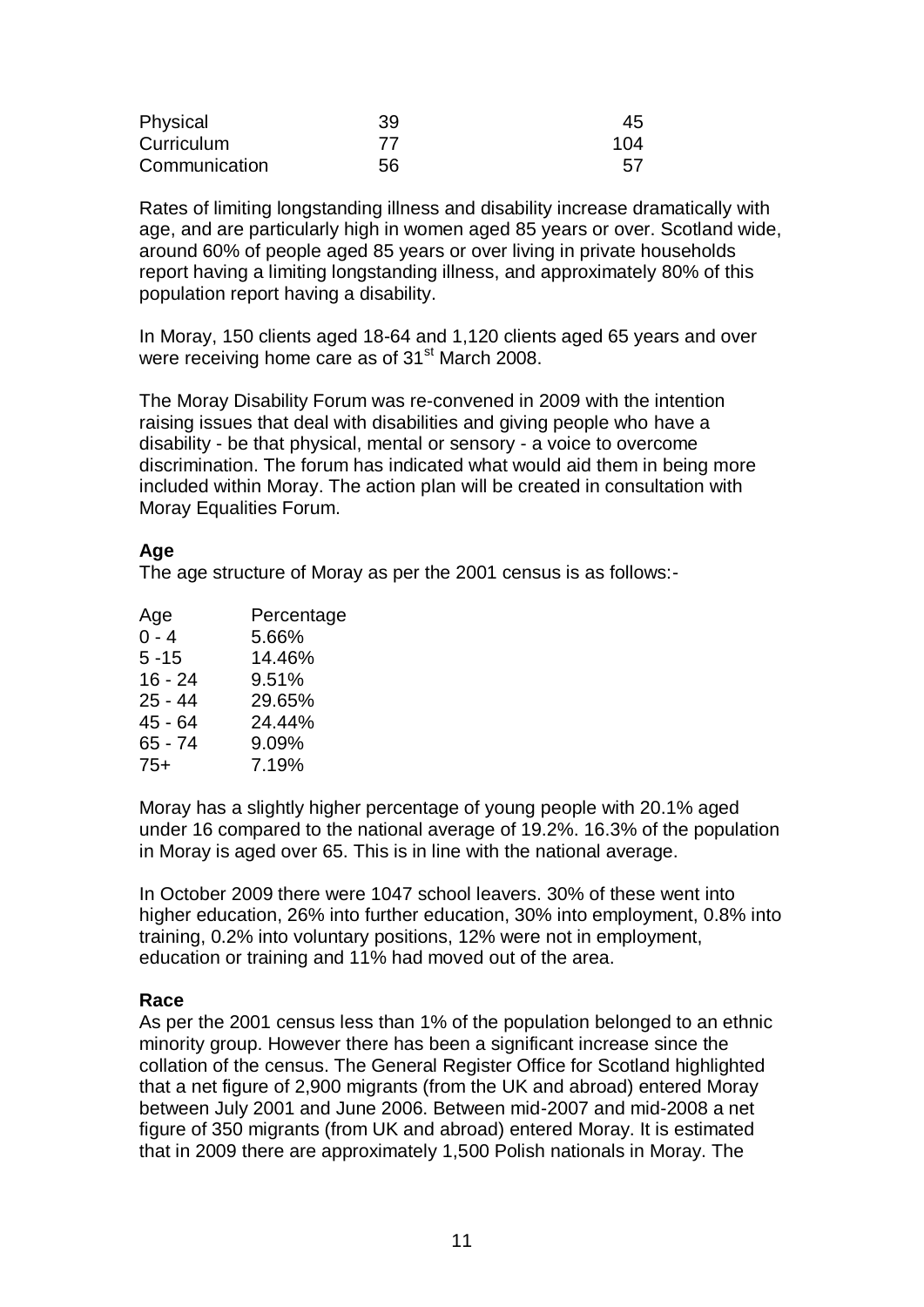| | | |
|---|---|---|
| Physical | 39 | 45 |
| Curriculum | 77 | 104 |
| Communication | 56 | 57 |

Rates of limiting longstanding illness and disability increase dramatically with age, and are particularly high in women aged 85 years or over. Scotland wide, around 60% of people aged 85 years or over living in private households report having a limiting longstanding illness, and approximately 80% of this population report having a disability.

In Moray, 150 clients aged 18-64 and 1,120 clients aged 65 years and over were receiving home care as of 31st March 2008.

The Moray Disability Forum was re-convened in 2009 with the intention raising issues that deal with disabilities and giving people who have a disability - be that physical, mental or sensory - a voice to overcome discrimination. The forum has indicated what would aid them in being more included within Moray. The action plan will be created in consultation with Moray Equalities Forum.

**Age**

The age structure of Moray as per the 2001 census is as follows:-

| Age | Percentage |
|---|---|
| 0 - 4 | 5.66% |
| 5 -15 | 14.46% |
| 16 - 24 | 9.51% |
| 25 - 44 | 29.65% |
| 45 - 64 | 24.44% |
| 65 - 74 | 9.09% |
| 75+ | 7.19% |

Moray has a slightly higher percentage of young people with 20.1% aged under 16 compared to the national average of 19.2%. 16.3% of the population in Moray is aged over 65. This is in line with the national average.

In October 2009 there were 1047 school leavers. 30% of these went into higher education, 26% into further education, 30% into employment, 0.8% into training, 0.2% into voluntary positions, 12% were not in employment, education or training and 11% had moved out of the area.

**Race**

As per the 2001 census less than 1% of the population belonged to an ethnic minority group. However there has been a significant increase since the collation of the census. The General Register Office for Scotland highlighted that a net figure of 2,900 migrants (from the UK and abroad) entered Moray between July 2001 and June 2006. Between mid-2007 and mid-2008 a net figure of 350 migrants (from UK and abroad) entered Moray. It is estimated that in 2009 there are approximately 1,500 Polish nationals in Moray. The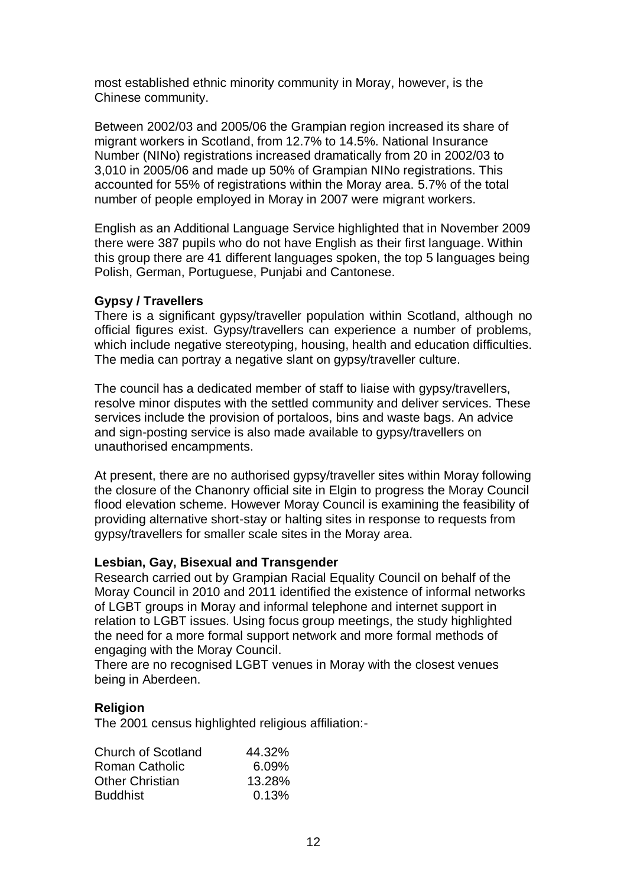most established ethnic minority community in Moray, however, is the Chinese community.

Between 2002/03 and 2005/06 the Grampian region increased its share of migrant workers in Scotland, from 12.7% to 14.5%. National Insurance Number (NINo) registrations increased dramatically from 20 in 2002/03 to 3,010 in 2005/06 and made up 50% of Grampian NINo registrations. This accounted for 55% of registrations within the Moray area. 5.7% of the total number of people employed in Moray in 2007 were migrant workers.

English as an Additional Language Service highlighted that in November 2009 there were 387 pupils who do not have English as their first language. Within this group there are 41 different languages spoken, the top 5 languages being Polish, German, Portuguese, Punjabi and Cantonese.

**Gypsy / Travellers**

There is a significant gypsy/traveller population within Scotland, although no official figures exist. Gypsy/travellers can experience a number of problems, which include negative stereotyping, housing, health and education difficulties. The media can portray a negative slant on gypsy/traveller culture.

The council has a dedicated member of staff to liaise with gypsy/travellers, resolve minor disputes with the settled community and deliver services. These services include the provision of portaloos, bins and waste bags. An advice and sign-posting service is also made available to gypsy/travellers on unauthorised encampments.

At present, there are no authorised gypsy/traveller sites within Moray following the closure of the Chanonry official site in Elgin to progress the Moray Council flood elevation scheme. However Moray Council is examining the feasibility of providing alternative short-stay or halting sites in response to requests from gypsy/travellers for smaller scale sites in the Moray area.

**Lesbian, Gay, Bisexual and Transgender**

Research carried out by Grampian Racial Equality Council on behalf of the Moray Council in 2010 and 2011 identified the existence of informal networks of LGBT groups in Moray and informal telephone and internet support in relation to LGBT issues. Using focus group meetings, the study highlighted the need for a more formal support network and more formal methods of engaging with the Moray Council.

There are no recognised LGBT venues in Moray with the closest venues being in Aberdeen.

**Religion**

The 2001 census highlighted religious affiliation:-

| | |
|---|---|
| Church of Scotland | 44.32% |
| Roman Catholic | 6.09% |
| Other Christian | 13.28% |
| Buddhist | 0.13% |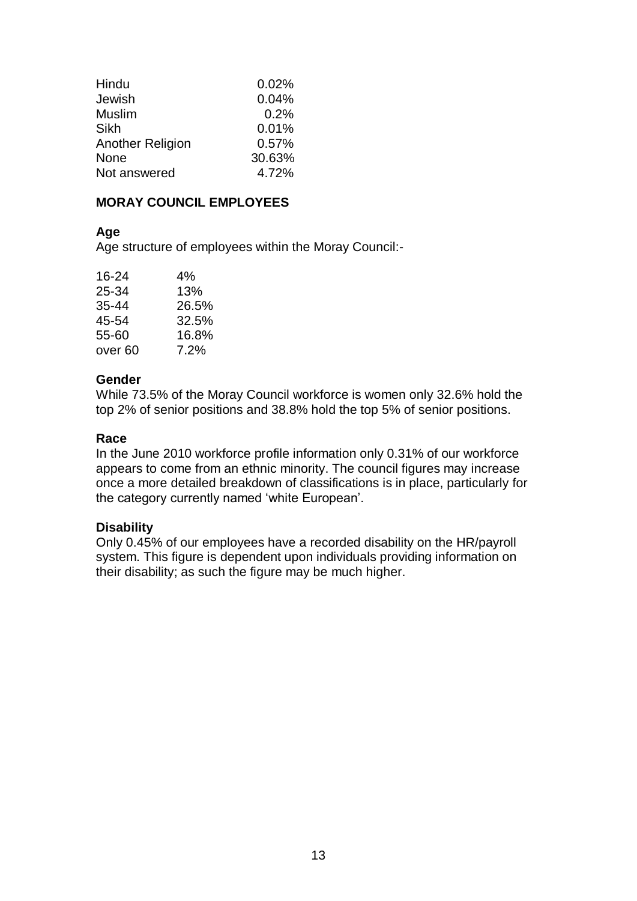| | |
|---|---|
| Hindu | 0.02% |
| Jewish | 0.04% |
| Muslim | 0.2% |
| Sikh | 0.01% |
| Another Religion | 0.57% |
| None | 30.63% |
| Not answered | 4.72% |

**MORAY COUNCIL EMPLOYEES**

**Age**

Age structure of employees within the Moray Council:-

| | |
|---|---|
| 16-24 | 4% |
| 25-34 | 13% |
| 35-44 | 26.5% |
| 45-54 | 32.5% |
| 55-60 | 16.8% |
| over 60 | 7.2% |

**Gender**

While 73.5% of the Moray Council workforce is women only 32.6% hold the top 2% of senior positions and 38.8% hold the top 5% of senior positions.

**Race**

In the June 2010 workforce profile information only 0.31% of our workforce appears to come from an ethnic minority. The council figures may increase once a more detailed breakdown of classifications is in place, particularly for the category currently named 'white European'.

**Disability**

Only 0.45% of our employees have a recorded disability on the HR/payroll system. This figure is dependent upon individuals providing information on their disability; as such the figure may be much higher.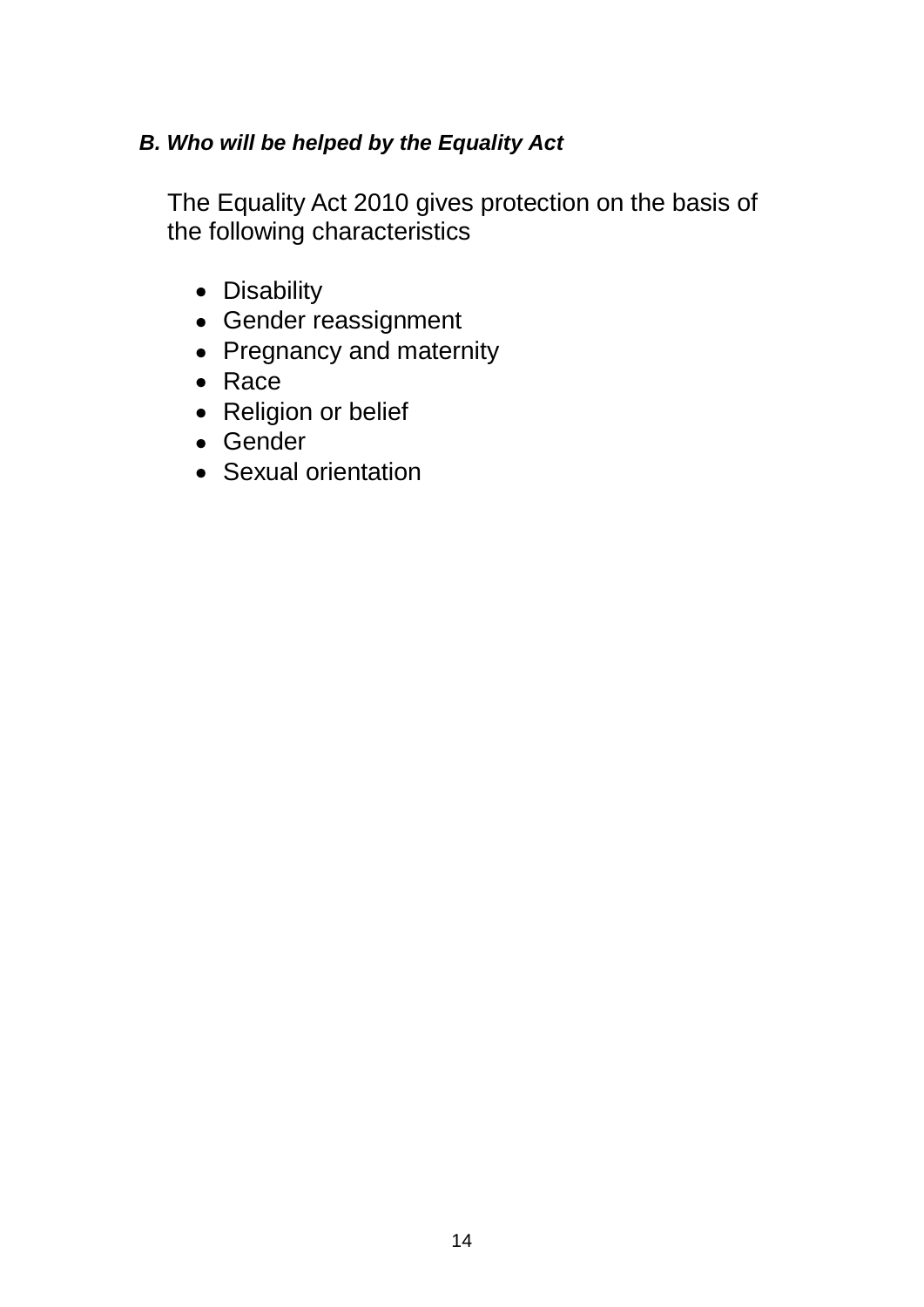***B. Who will be helped by the Equality Act***

The Equality Act 2010 gives protection on the basis of the following characteristics

- Disability
- Gender reassignment
- Pregnancy and maternity
- Race
- Religion or belief
- Gender
- Sexual orientation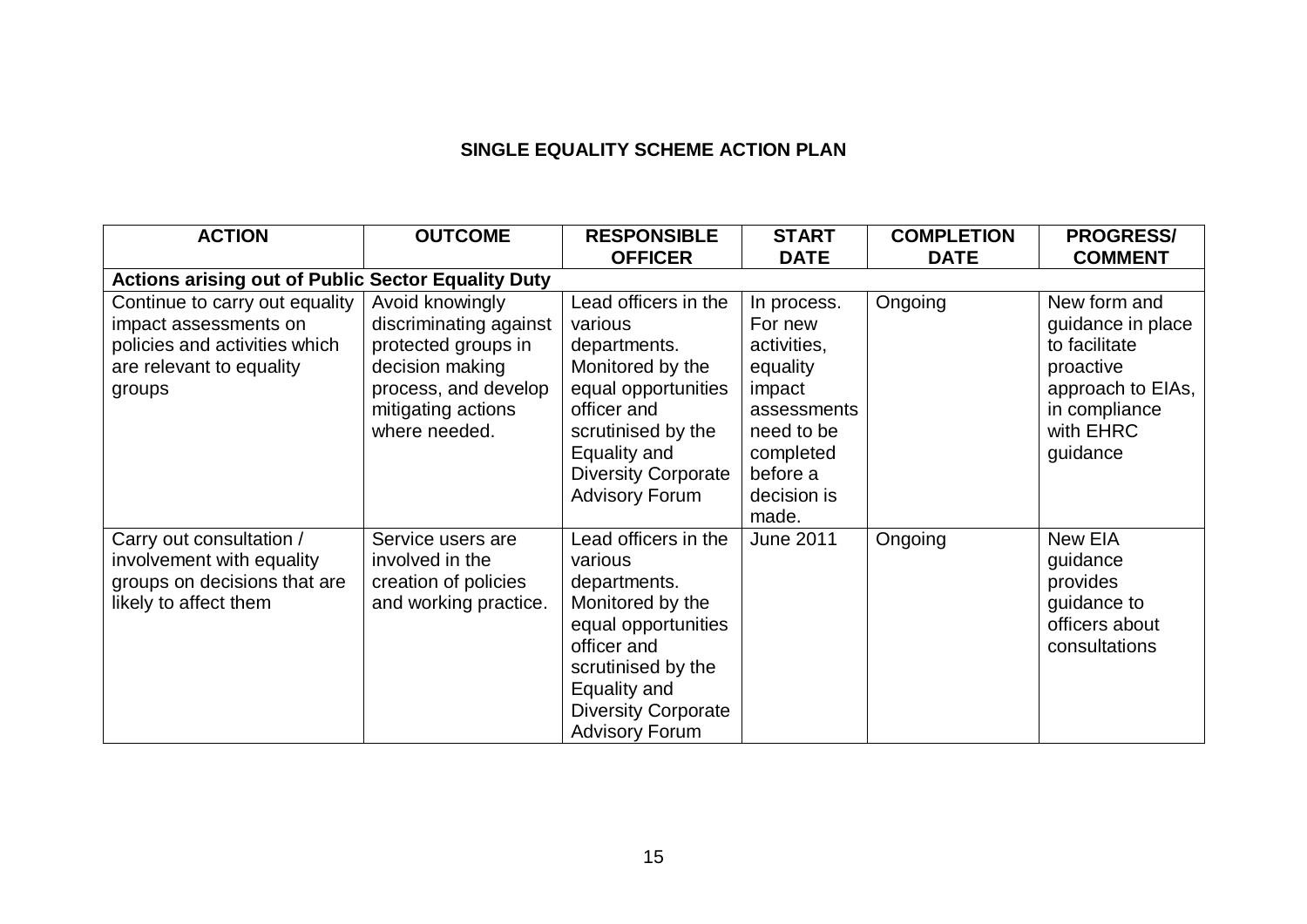## SINGLE EQUALITY SCHEME ACTION PLAN

| ACTION | OUTCOME | RESPONSIBLE OFFICER | START DATE | COMPLETION DATE | PROGRESS/ COMMENT |
|---|---|---|---|---|---|
| **Actions arising out of Public Sector Equality Duty** | | | | | |
| Continue to carry out equality impact assessments on policies and activities which are relevant to equality groups | Avoid knowingly discriminating against protected groups in decision making process, and develop mitigating actions where needed. | Lead officers in the various departments. Monitored by the equal opportunities officer and scrutinised by the Equality and Diversity Corporate Advisory Forum | In process. For new activities, equality impact assessments need to be completed before a decision is made. | Ongoing | New form and guidance in place to facilitate proactive approach to EIAs, in compliance with EHRC guidance |
| Carry out consultation / involvement with equality groups on decisions that are likely to affect them | Service users are involved in the creation of policies and working practice. | Lead officers in the various departments. Monitored by the equal opportunities officer and scrutinised by the Equality and Diversity Corporate Advisory Forum | June 2011 | Ongoing | New EIA guidance provides guidance to officers about consultations |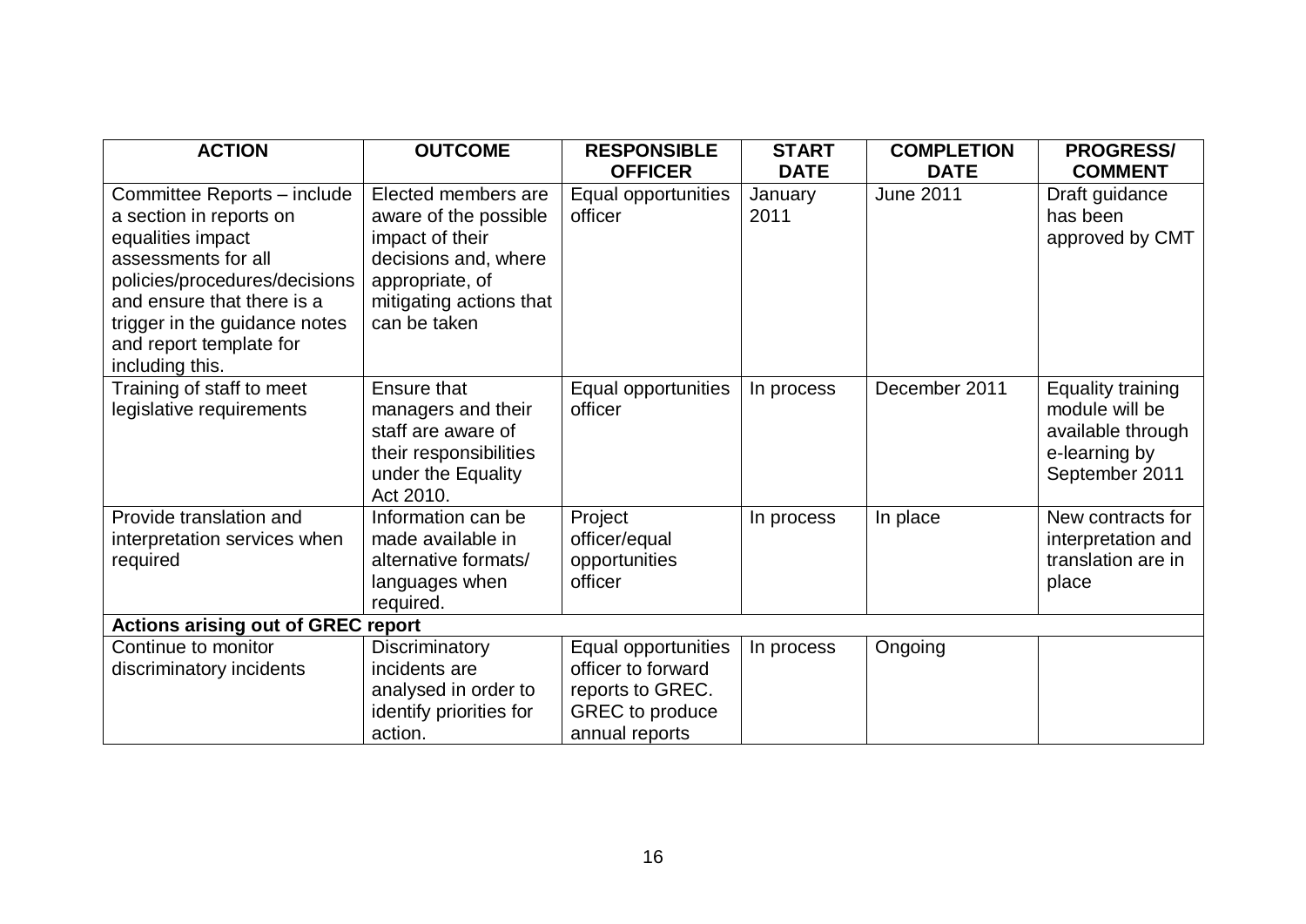| ACTION | OUTCOME | RESPONSIBLE OFFICER | START DATE | COMPLETION DATE | PROGRESS/ COMMENT |
|---|---|---|---|---|---|
| Committee Reports – include a section in reports on equalities impact assessments for all policies/procedures/decisions and ensure that there is a trigger in the guidance notes and report template for including this. | Elected members are aware of the possible impact of their decisions and, where appropriate, of mitigating actions that can be taken | Equal opportunities officer | January 2011 | June 2011 | Draft guidance has been approved by CMT |
| Training of staff to meet legislative requirements | Ensure that managers and their staff are aware of their responsibilities under the Equality Act 2010. | Equal opportunities officer | In process | December 2011 | Equality training module will be available through e-learning by September 2011 |
| Provide translation and interpretation services when required | Information can be made available in alternative formats/ languages when required. | Project officer/equal opportunities officer | In process | In place | New contracts for interpretation and translation are in place |
| **Actions arising out of GREC report** | | | | | |
| Continue to monitor discriminatory incidents | Discriminatory incidents are analysed in order to identify priorities for action. | Equal opportunities officer to forward reports to GREC. GREC to produce annual reports | In process | Ongoing | |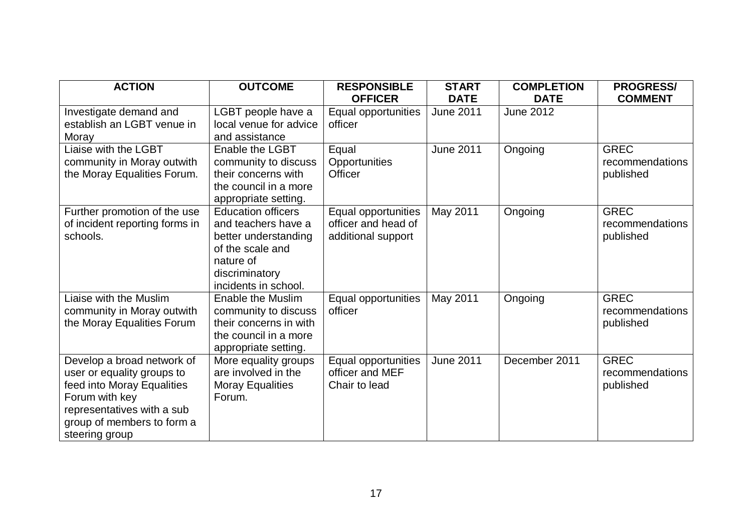| ACTION | OUTCOME | RESPONSIBLE OFFICER | START DATE | COMPLETION DATE | PROGRESS/ COMMENT |
|---|---|---|---|---|---|
| Investigate demand and establish an LGBT venue in Moray | LGBT people have a local venue for advice and assistance | Equal opportunities officer | June 2011 | June 2012 | |
| Liaise with the LGBT community in Moray outwith the Moray Equalities Forum. | Enable the LGBT community to discuss their concerns with the council in a more appropriate setting. | Equal Opportunities Officer | June 2011 | Ongoing | GREC recommendations published |
| Further promotion of the use of incident reporting forms in schools. | Education officers and teachers have a better understanding of the scale and nature of discriminatory incidents in school. | Equal opportunities officer and head of additional support | May 2011 | Ongoing | GREC recommendations published |
| Liaise with the Muslim community in Moray outwith the Moray Equalities Forum | Enable the Muslim community to discuss their concerns in with the council in a more appropriate setting. | Equal opportunities officer | May 2011 | Ongoing | GREC recommendations published |
| Develop a broad network of user or equality groups to feed into Moray Equalities Forum with key representatives with a sub group of members to form a steering group | More equality groups are involved in the Moray Equalities Forum. | Equal opportunities officer and MEF Chair to lead | June 2011 | December 2011 | GREC recommendations published |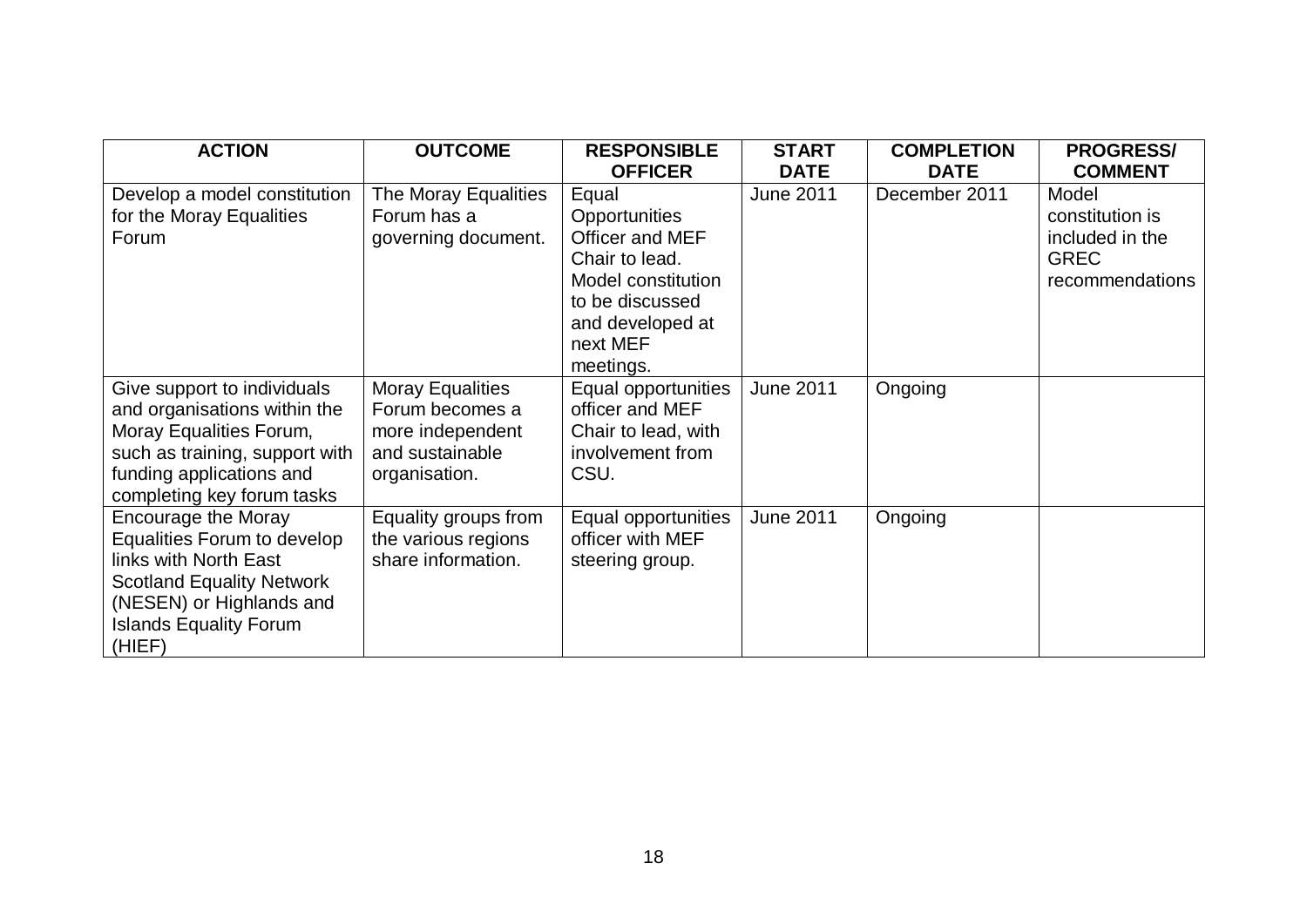| ACTION | OUTCOME | RESPONSIBLE OFFICER | START DATE | COMPLETION DATE | PROGRESS/ COMMENT |
|---|---|---|---|---|---|
| Develop a model constitution for the Moray Equalities Forum | The Moray Equalities Forum has a governing document. | Equal Opportunities Officer and MEF Chair to lead. Model constitution to be discussed and developed at next MEF meetings. | June 2011 | December 2011 | Model constitution is included in the GREC recommendations |
| Give support to individuals and organisations within the Moray Equalities Forum, such as training, support with funding applications and completing key forum tasks | Moray Equalities Forum becomes a more independent and sustainable organisation. | Equal opportunities officer and MEF Chair to lead, with involvement from CSU. | June 2011 | Ongoing | |
| Encourage the Moray Equalities Forum to develop links with North East Scotland Equality Network (NESEN) or Highlands and Islands Equality Forum (HIEF) | Equality groups from the various regions share information. | Equal opportunities officer with MEF steering group. | June 2011 | Ongoing | |